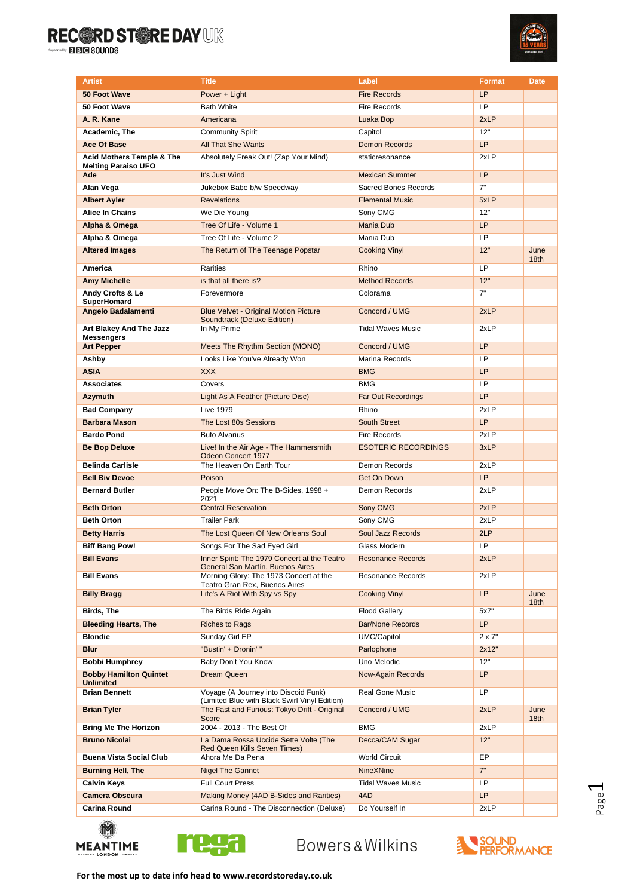| Artist | Title | Label | Format | Date |
|---|---|---|---|---|
| **50 Foot Wave** | Power + Light | Fire Records | LP | |
| **50 Foot Wave** | Bath White | Fire Records | LP | |
| **A. R. Kane** | Americana | Luaka Bop | 2xLP | |
| **Academic, The** | Community Spirit | Capitol | 12" | |
| **Ace Of Base** | All That She Wants | Demon Records | LP | |
| **Acid Mothers Temple & The Melting Paraiso UFO** | Absolutely Freak Out! (Zap Your Mind) | staticresonance | 2xLP | |
| **Ade** | It's Just Wind | Mexican Summer | LP | |
| **Alan Vega** | Jukebox Babe b/w Speedway | Sacred Bones Records | 7" | |
| **Albert Ayler** | Revelations | Elemental Music | 5xLP | |
| **Alice In Chains** | We Die Young | Sony CMG | 12" | |
| **Alpha & Omega** | Tree Of Life - Volume 1 | Mania Dub | LP | |
| **Alpha & Omega** | Tree Of Life - Volume 2 | Mania Dub | LP | |
| **Altered Images** | The Return of The Teenage Popstar | Cooking Vinyl | 12" | June 18th |
| **America** | Rarities | Rhino | LP | |
| **Amy Michelle** | is that all there is? | Method Records | 12" | |
| **Andy Crofts & Le SuperHomard** | Forevermore | Colorama | 7" | |
| **Angelo Badalamenti** | Blue Velvet - Original Motion Picture Soundtrack (Deluxe Edition) | Concord / UMG | 2xLP | |
| **Art Blakey And The Jazz Messengers** | In My Prime | Tidal Waves Music | 2xLP | |
| **Art Pepper** | Meets The Rhythm Section (MONO) | Concord / UMG | LP | |
| **Ashby** | Looks Like You've Already Won | Marina Records | LP | |
| **ASIA** | XXX | BMG | LP | |
| **Associates** | Covers | BMG | LP | |
| **Azymuth** | Light As A Feather (Picture Disc) | Far Out Recordings | LP | |
| **Bad Company** | Live 1979 | Rhino | 2xLP | |
| **Barbara Mason** | The Lost 80s Sessions | South Street | LP | |
| **Bardo Pond** | Bufo Alvarius | Fire Records | 2xLP | |
| **Be Bop Deluxe** | Live! In the Air Age - The Hammersmith Odeon Concert 1977 | ESOTERIC RECORDINGS | 3xLP | |
| **Belinda Carlisle** | The Heaven On Earth Tour | Demon Records | 2xLP | |
| **Bell Biv Devoe** | Poison | Get On Down | LP | |
| **Bernard Butler** | People Move On: The B-Sides, 1998 + 2021 | Demon Records | 2xLP | |
| **Beth Orton** | Central Reservation | Sony CMG | 2xLP | |
| **Beth Orton** | Trailer Park | Sony CMG | 2xLP | |
| **Betty Harris** | The Lost Queen Of New Orleans Soul | Soul Jazz Records | 2LP | |
| **Biff Bang Pow!** | Songs For The Sad Eyed Girl | Glass Modern | LP | |
| **Bill Evans** | Inner Spirit: The 1979 Concert at the Teatro General San Martín, Buenos Aires | Resonance Records | 2xLP | |
| **Bill Evans** | Morning Glory: The 1973 Concert at the Teatro Gran Rex, Buenos Aires | Resonance Records | 2xLP | |
| **Billy Bragg** | Life's A Riot With Spy vs Spy | Cooking Vinyl | LP | June 18th |
| **Birds, The** | The Birds Ride Again | Flood Gallery | 5x7" | |
| **Bleeding Hearts, The** | Riches to Rags | Bar/None Records | LP | |
| **Blondie** | Sunday Girl EP | UMC/Capitol | 2 x 7" | |
| **Blur** | "Bustin' + Dronin' " | Parlophone | 2x12" | |
| **Bobbi Humphrey** | Baby Don't You Know | Uno Melodic | 12" | |
| **Bobby Hamilton Quintet Unlimited** | Dream Queen | Now-Again Records | LP | |
| **Brian Bennett** | Voyage (A Journey into Discoid Funk) (Limited Blue with Black Swirl Vinyl Edition) | Real Gone Music | LP | |
| **Brian Tyler** | The Fast and Furious: Tokyo Drift - Original Score | Concord / UMG | 2xLP | June 18th |
| **Bring Me The Horizon** | 2004 - 2013 - The Best Of | BMG | 2xLP | |
| **Bruno Nicolai** | La Dama Rossa Uccide Sette Volte (The Red Queen Kills Seven Times) | Decca/CAM Sugar | 12" | |
| **Buena Vista Social Club** | Ahora Me Da Pena | World Circuit | EP | |
| **Burning Hell, The** | Nigel The Gannet | NineXNine | 7" | |
| **Calvin Keys** | Full Court Press | Tidal Waves Music | LP | |
| **Camera Obscura** | Making Money (4AD B-Sides and Rarities) | 4AD | LP | |
| **Carina Round** | Carina Round - The Disconnection (Deluxe) | Do Yourself In | 2xLP | |

For the most up to date info head to www.recordstoreday.co.uk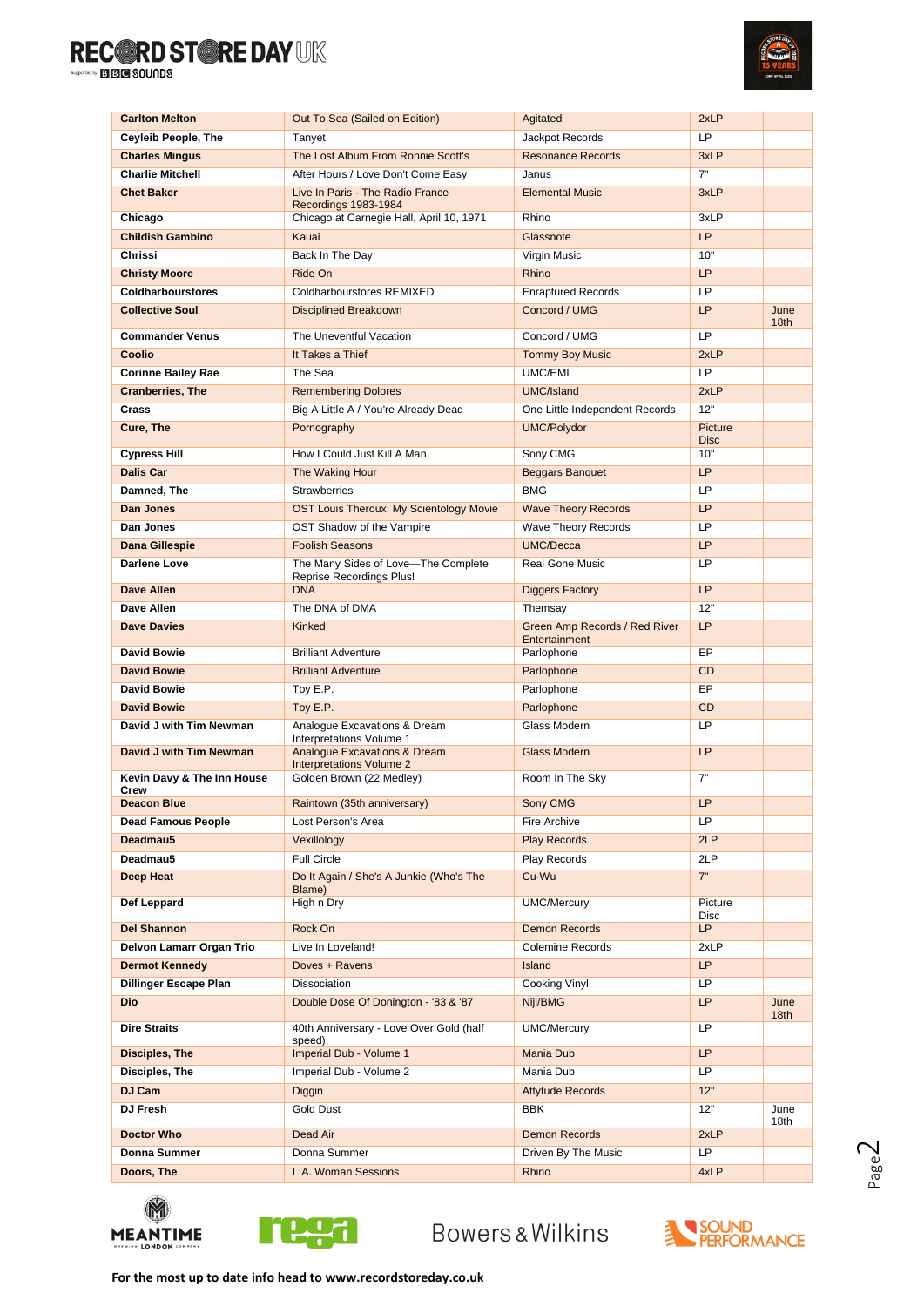| | | | | |
|---|---|---|---|---|
| **Carlton Melton** | Out To Sea (Sailed on Edition) | Agitated | 2xLP | |
| **Ceyleib People, The** | Tanyet | Jackpot Records | LP | |
| **Charles Mingus** | The Lost Album From Ronnie Scott's | Resonance Records | 3xLP | |
| **Charlie Mitchell** | After Hours / Love Don't Come Easy | Janus | 7" | |
| **Chet Baker** | Live In Paris - The Radio France Recordings 1983-1984 | Elemental Music | 3xLP | |
| **Chicago** | Chicago at Carnegie Hall, April 10, 1971 | Rhino | 3xLP | |
| **Childish Gambino** | Kauai | Glassnote | LP | |
| **Chrissi** | Back In The Day | Virgin Music | 10" | |
| **Christy Moore** | Ride On | Rhino | LP | |
| **Coldharbourstores** | Coldharbourstores REMIXED | Enraptured Records | LP | |
| **Collective Soul** | Disciplined Breakdown | Concord / UMG | LP | June 18th |
| **Commander Venus** | The Uneventful Vacation | Concord / UMG | LP | |
| **Coolio** | It Takes a Thief | Tommy Boy Music | 2xLP | |
| **Corinne Bailey Rae** | The Sea | UMC/EMI | LP | |
| **Cranberries, The** | Remembering Dolores | UMC/Island | 2xLP | |
| **Crass** | Big A Little A / You're Already Dead | One Little Independent Records | 12" | |
| **Cure, The** | Pornography | UMC/Polydor | Picture Disc | |
| **Cypress Hill** | How I Could Just Kill A Man | Sony CMG | 10" | |
| **Dalis Car** | The Waking Hour | Beggars Banquet | LP | |
| **Damned, The** | Strawberries | BMG | LP | |
| **Dan Jones** | OST Louis Theroux: My Scientology Movie | Wave Theory Records | LP | |
| **Dan Jones** | OST Shadow of the Vampire | Wave Theory Records | LP | |
| **Dana Gillespie** | Foolish Seasons | UMC/Decca | LP | |
| **Darlene Love** | The Many Sides of Love—The Complete Reprise Recordings Plus! | Real Gone Music | LP | |
| **Dave Allen** | DNA | Diggers Factory | LP | |
| **Dave Allen** | The DNA of DMA | Themsay | 12" | |
| **Dave Davies** | Kinked | Green Amp Records / Red River Entertainment | LP | |
| **David Bowie** | Brilliant Adventure | Parlophone | EP | |
| **David Bowie** | Brilliant Adventure | Parlophone | CD | |
| **David Bowie** | Toy E.P. | Parlophone | EP | |
| **David Bowie** | Toy E.P. | Parlophone | CD | |
| **David J with Tim Newman** | Analogue Excavations & Dream Interpretations Volume 1 | Glass Modern | LP | |
| **David J with Tim Newman** | Analogue Excavations & Dream Interpretations Volume 2 | Glass Modern | LP | |
| **Kevin Davy & The Inn House Crew** | Golden Brown (22 Medley) | Room In The Sky | 7" | |
| **Deacon Blue** | Raintown (35th anniversary) | Sony CMG | LP | |
| **Dead Famous People** | Lost Person's Area | Fire Archive | LP | |
| **Deadmau5** | Vexillology | Play Records | 2LP | |
| **Deadmau5** | Full Circle | Play Records | 2LP | |
| **Deep Heat** | Do It Again / She's A Junkie (Who's The Blame) | Cu-Wu | 7" | |
| **Def Leppard** | High n Dry | UMC/Mercury | Picture Disc | |
| **Del Shannon** | Rock On | Demon Records | LP | |
| **Delvon Lamarr Organ Trio** | Live In Loveland! | Colemine Records | 2xLP | |
| **Dermot Kennedy** | Doves + Ravens | Island | LP | |
| **Dillinger Escape Plan** | Dissociation | Cooking Vinyl | LP | |
| **Dio** | Double Dose Of Donington - '83 & '87 | Niji/BMG | LP | June 18th |
| **Dire Straits** | 40th Anniversary - Love Over Gold (half speed). | UMC/Mercury | LP | |
| **Disciples, The** | Imperial Dub - Volume 1 | Mania Dub | LP | |
| **Disciples, The** | Imperial Dub - Volume 2 | Mania Dub | LP | |
| **DJ Cam** | Diggin | Attytude Records | 12" | |
| **DJ Fresh** | Gold Dust | BBK | 12" | June 18th |
| **Doctor Who** | Dead Air | Demon Records | 2xLP | |
| **Donna Summer** | Donna Summer | Driven By The Music | LP | |
| **Doors, The** | L.A. Woman Sessions | Rhino | 4xLP | |

For the most up to date info head to www.recordstoreday.co.uk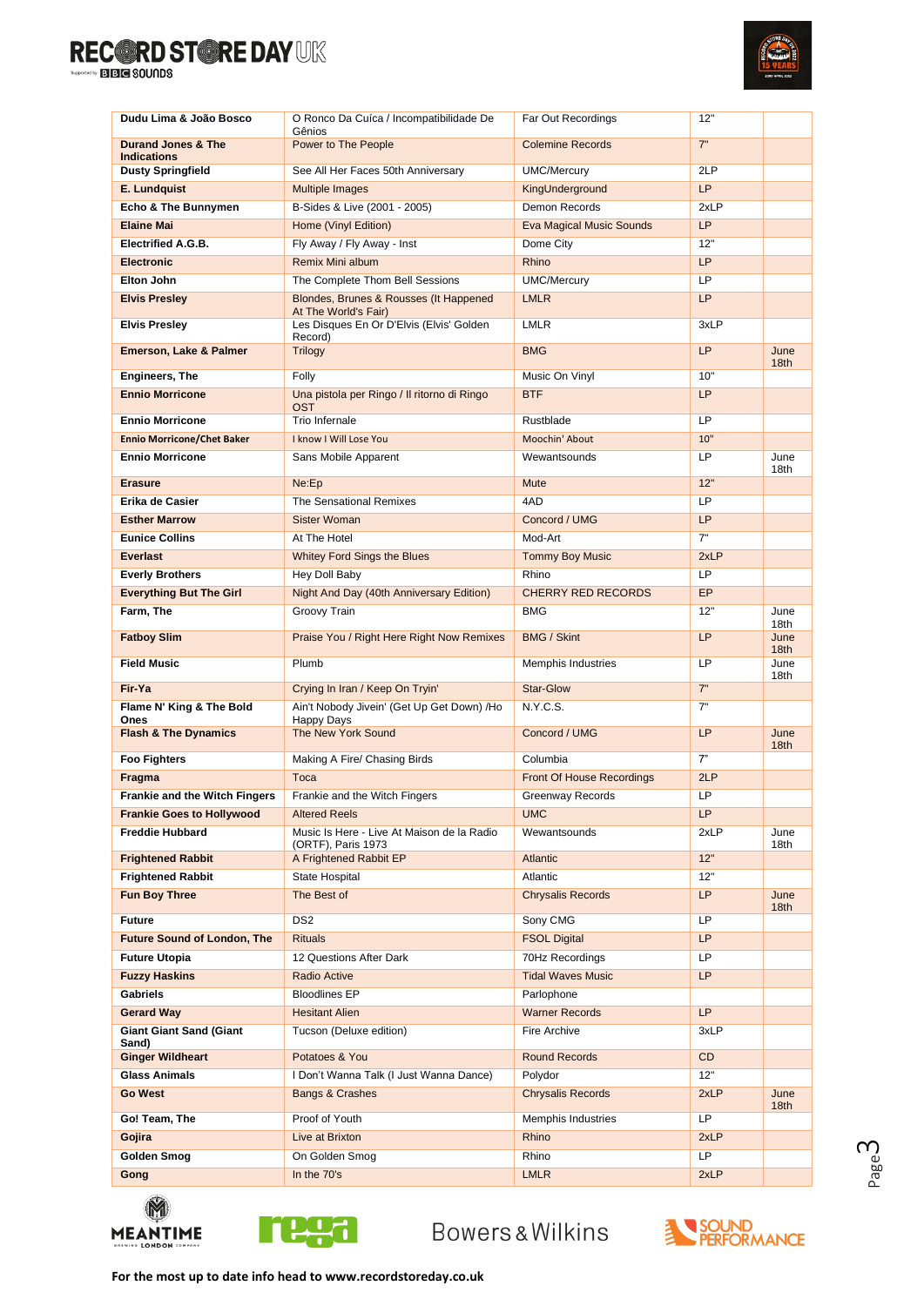| | | | | |
|---|---|---|---|---|
| **Dudu Lima & João Bosco** | O Ronco Da Cuíca / Incompatibilidade De Gênios | Far Out Recordings | 12" | |
| **Durand Jones & The Indications** | Power to The People | Colemine Records | 7" | |
| **Dusty Springfield** | See All Her Faces 50th Anniversary | UMC/Mercury | 2LP | |
| **E. Lundquist** | Multiple Images | KingUnderground | LP | |
| **Echo & The Bunnymen** | B-Sides & Live (2001 - 2005) | Demon Records | 2xLP | |
| **Elaine Mai** | Home (Vinyl Edition) | Eva Magical Music Sounds | LP | |
| **Electrified A.G.B.** | Fly Away / Fly Away - Inst | Dome City | 12" | |
| **Electronic** | Remix Mini album | Rhino | LP | |
| **Elton John** | The Complete Thom Bell Sessions | UMC/Mercury | LP | |
| **Elvis Presley** | Blondes, Brunes & Rousses (It Happened At The World's Fair) | LMLR | LP | |
| **Elvis Presley** | Les Disques En Or D'Elvis (Elvis' Golden Record) | LMLR | 3xLP | |
| **Emerson, Lake & Palmer** | Trilogy | BMG | LP | June 18th |
| **Engineers, The** | Folly | Music On Vinyl | 10" | |
| **Ennio Morricone** | Una pistola per Ringo / Il ritorno di Ringo OST | BTF | LP | |
| **Ennio Morricone** | Trio Infernale | Rustblade | LP | |
| **Ennio Morricone/Chet Baker** | I know I Will Lose You | Moochin' About | 10" | |
| **Ennio Morricone** | Sans Mobile Apparent | Wewantsounds | LP | June 18th |
| **Erasure** | Ne:Ep | Mute | 12" | |
| **Erika de Casier** | The Sensational Remixes | 4AD | LP | |
| **Esther Marrow** | Sister Woman | Concord / UMG | LP | |
| **Eunice Collins** | At The Hotel | Mod-Art | 7" | |
| **Everlast** | Whitey Ford Sings the Blues | Tommy Boy Music | 2xLP | |
| **Everly Brothers** | Hey Doll Baby | Rhino | LP | |
| **Everything But The Girl** | Night And Day (40th Anniversary Edition) | CHERRY RED RECORDS | EP | |
| **Farm, The** | Groovy Train | BMG | 12" | June 18th |
| **Fatboy Slim** | Praise You / Right Here Right Now Remixes | BMG / Skint | LP | June 18th |
| **Field Music** | Plumb | Memphis Industries | LP | June 18th |
| **Fir-Ya** | Crying In Iran / Keep On Tryin' | Star-Glow | 7" | |
| **Flame N' King & The Bold Ones** | Ain't Nobody Jivein' (Get Up Get Down) /Ho Happy Days | N.Y.C.S. | 7" | |
| **Flash & The Dynamics** | The New York Sound | Concord / UMG | LP | June 18th |
| **Foo Fighters** | Making A Fire/ Chasing Birds | Columbia | 7" | |
| **Fragma** | Toca | Front Of House Recordings | 2LP | |
| **Frankie and the Witch Fingers** | Frankie and the Witch Fingers | Greenway Records | LP | |
| **Frankie Goes to Hollywood** | Altered Reels | UMC | LP | |
| **Freddie Hubbard** | Music Is Here - Live At Maison de la Radio (ORTF), Paris 1973 | Wewantsounds | 2xLP | June 18th |
| **Frightened Rabbit** | A Frightened Rabbit EP | Atlantic | 12" | |
| **Frightened Rabbit** | State Hospital | Atlantic | 12" | |
| **Fun Boy Three** | The Best of | Chrysalis Records | LP | June 18th |
| **Future** | DS2 | Sony CMG | LP | |
| **Future Sound of London, The** | Rituals | FSOL Digital | LP | |
| **Future Utopia** | 12 Questions After Dark | 70Hz Recordings | LP | |
| **Fuzzy Haskins** | Radio Active | Tidal Waves Music | LP | |
| **Gabriels** | Bloodlines EP | Parlophone | | |
| **Gerard Way** | Hesitant Alien | Warner Records | LP | |
| **Giant Giant Sand (Giant Sand)** | Tucson (Deluxe edition) | Fire Archive | 3xLP | |
| **Ginger Wildheart** | Potatoes & You | Round Records | CD | |
| **Glass Animals** | I Don't Wanna Talk (I Just Wanna Dance) | Polydor | 12" | |
| **Go West** | Bangs & Crashes | Chrysalis Records | 2xLP | June 18th |
| **Go! Team, The** | Proof of Youth | Memphis Industries | LP | |
| **Gojira** | Live at Brixton | Rhino | 2xLP | |
| **Golden Smog** | On Golden Smog | Rhino | LP | |
| **Gong** | In the 70's | LMLR | 2xLP | |

For the most up to date info head to www.recordstoreday.co.uk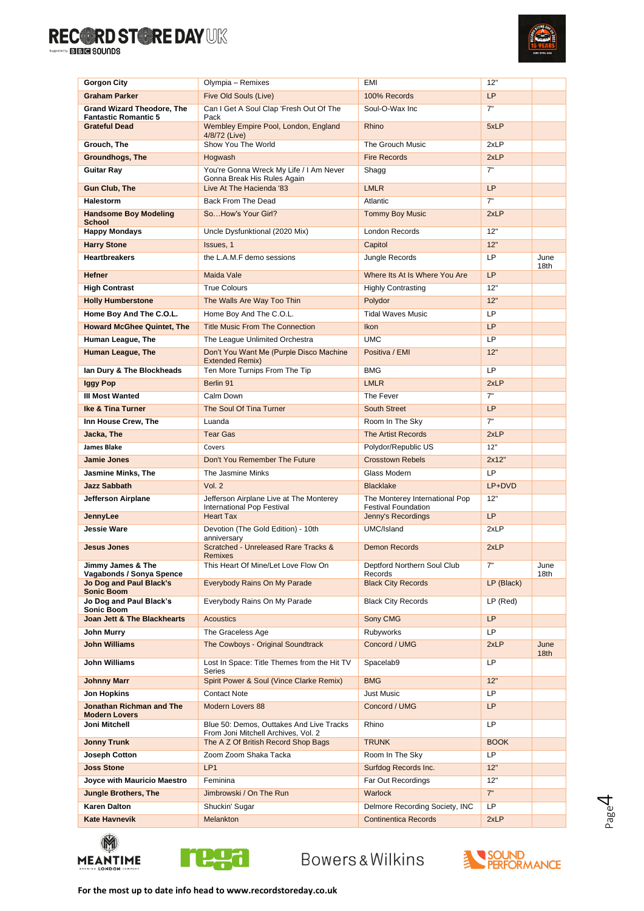| Gorgon City | Olympia – Remixes | EMI | 12" | |
|---|---|---|---|---|
| **Graham Parker** | Five Old Souls (Live) | 100% Records | LP | |
| **Grand Wizard Theodore, The Fantastic Romantic 5** | Can I Get A Soul Clap 'Fresh Out Of The Pack | Soul-O-Wax Inc | 7" | |
| **Grateful Dead** | Wembley Empire Pool, London, England 4/8/72 (Live) | Rhino | 5xLP | |
| **Grouch, The** | Show You The World | The Grouch Music | 2xLP | |
| **Groundhogs, The** | Hogwash | Fire Records | 2xLP | |
| **Guitar Ray** | You're Gonna Wreck My Life / I Am Never Gonna Break His Rules Again | Shagg | 7" | |
| **Gun Club, The** | Live At The Hacienda '83 | LMLR | LP | |
| **Halestorm** | Back From The Dead | Atlantic | 7" | |
| **Handsome Boy Modeling School** | So…How's Your Girl? | Tommy Boy Music | 2xLP | |
| **Happy Mondays** | Uncle Dysfunktional (2020 Mix) | London Records | 12" | |
| **Harry Stone** | Issues, 1 | Capitol | 12" | |
| **Heartbreakers** | the L.A.M.F demo sessions | Jungle Records | LP | June 18th |
| **Hefner** | Maida Vale | Where Its At Is Where You Are | LP | |
| **High Contrast** | True Colours | Highly Contrasting | 12" | |
| **Holly Humberstone** | The Walls Are Way Too Thin | Polydor | 12" | |
| **Home Boy And The C.O.L.** | Home Boy And The C.O.L. | Tidal Waves Music | LP | |
| **Howard McGhee Quintet, The** | Title Music From The Connection | Ikon | LP | |
| **Human League, The** | The League Unlimited Orchestra | UMC | LP | |
| **Human League, The** | Don't You Want Me (Purple Disco Machine Extended Remix) | Positiva / EMI | 12" | |
| **Ian Dury & The Blockheads** | Ten More Turnips From The Tip | BMG | LP | |
| **Iggy Pop** | Berlin 91 | LMLR | 2xLP | |
| **Ill Most Wanted** | Calm Down | The Fever | 7" | |
| **Ike & Tina Turner** | The Soul Of Tina Turner | South Street | LP | |
| **Inn House Crew, The** | Luanda | Room In The Sky | 7" | |
| **Jacka, The** | Tear Gas | The Artist Records | 2xLP | |
| **James Blake** | Covers | Polydor/Republic US | 12" | |
| **Jamie Jones** | Don't You Remember The Future | Crosstown Rebels | 2x12" | |
| **Jasmine Minks, The** | The Jasmine Minks | Glass Modern | LP | |
| **Jazz Sabbath** | Vol. 2 | Blacklake | LP+DVD | |
| **Jefferson Airplane** | Jefferson Airplane Live at The Monterey International Pop Festival | The Monterey International Pop Festival Foundation | 12" | |
| **JennyLee** | Heart Tax | Jenny's Recordings | LP | |
| **Jessie Ware** | Devotion (The Gold Edition) - 10th anniversary | UMC/Island | 2xLP | |
| **Jesus Jones** | Scratched - Unreleased Rare Tracks & Remixes | Demon Records | 2xLP | |
| **Jimmy James & The Vagabonds / Sonya Spence** | This Heart Of Mine/Let Love Flow On | Deptford Northern Soul Club Records | 7" | June 18th |
| **Jo Dog and Paul Black's Sonic Boom** | Everybody Rains On My Parade | Black City Records | LP (Black) | |
| **Jo Dog and Paul Black's Sonic Boom** | Everybody Rains On My Parade | Black City Records | LP (Red) | |
| **Joan Jett & The Blackhearts** | Acoustics | Sony CMG | LP | |
| **John Murry** | The Graceless Age | Rubyworks | LP | |
| **John Williams** | The Cowboys - Original Soundtrack | Concord / UMG | 2xLP | June 18th |
| **John Williams** | Lost In Space: Title Themes from the Hit TV Series | Spacelab9 | LP | |
| **Johnny Marr** | Spirit Power & Soul (Vince Clarke Remix) | BMG | 12" | |
| **Jon Hopkins** | Contact Note | Just Music | LP | |
| **Jonathan Richman and The Modern Lovers** | Modern Lovers 88 | Concord / UMG | LP | |
| **Joni Mitchell** | Blue 50: Demos, Outtakes And Live Tracks From Joni Mitchell Archives, Vol. 2 | Rhino | LP | |
| **Jonny Trunk** | The A Z Of British Record Shop Bags | TRUNK | BOOK | |
| **Joseph Cotton** | Zoom Zoom Shaka Tacka | Room In The Sky | LP | |
| **Joss Stone** | LP1 | Surfdog Records Inc. | 12" | |
| **Joyce with Mauricio Maestro** | Feminina | Far Out Recordings | 12" | |
| **Jungle Brothers, The** | Jimbrowski / On The Run | Warlock | 7" | |
| **Karen Dalton** | Shuckin' Sugar | Delmore Recording Society, INC | LP | |
| **Kate Havnevik** | Melankton | Continentica Records | 2xLP | |

**For the most up to date info head to www.recordstoreday.co.uk**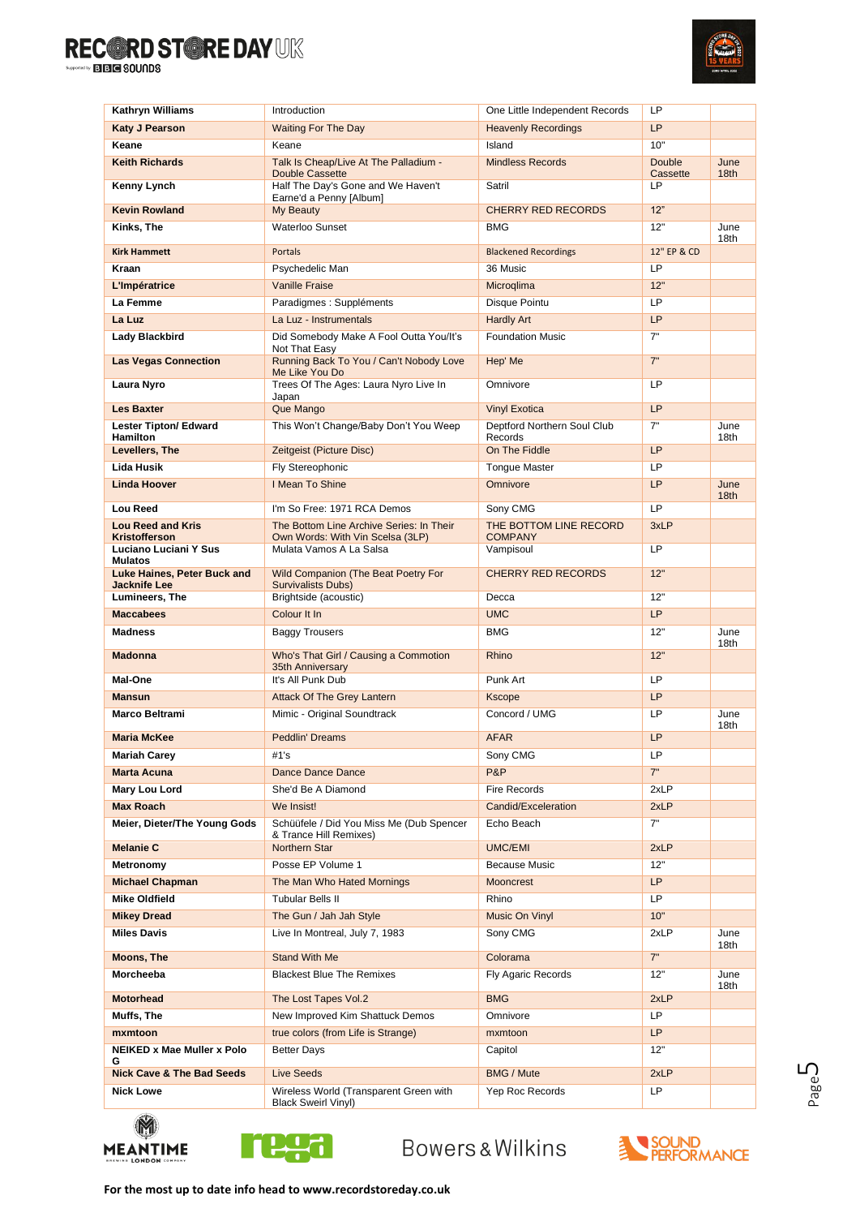| Kathryn Williams | Introduction | One Little Independent Records | LP | |
|---|---|---|---|---|
| Katy J Pearson | Waiting For The Day | Heavenly Recordings | LP | |
| Keane | Keane | Island | 10" | |
| Keith Richards | Talk Is Cheap/Live At The Palladium - Double Cassette | Mindless Records | Double Cassette | June 18th |
| Kenny Lynch | Half The Day's Gone and We Haven't Earne'd a Penny [Album] | Satril | LP | |
| Kevin Rowland | My Beauty | CHERRY RED RECORDS | 12" | |
| Kinks, The | Waterloo Sunset | BMG | 12" | June 18th |
| Kirk Hammett | Portals | Blackened Recordings | 12" EP & CD | |
| Kraan | Psychedelic Man | 36 Music | LP | |
| L'Impératrice | Vanille Fraise | Microqlima | 12" | |
| La Femme | Paradigmes : Suppléments | Disque Pointu | LP | |
| La Luz | La Luz - Instrumentals | Hardly Art | LP | |
| Lady Blackbird | Did Somebody Make A Fool Outta You/It's Not That Easy | Foundation Music | 7" | |
| Las Vegas Connection | Running Back To You / Can't Nobody Love Me Like You Do | Hep' Me | 7" | |
| Laura Nyro | Trees Of The Ages: Laura Nyro Live In Japan | Omnivore | LP | |
| Les Baxter | Que Mango | Vinyl Exotica | LP | |
| Lester Tipton/ Edward Hamilton | This Won't Change/Baby Don't You Weep | Deptford Northern Soul Club Records | 7" | June 18th |
| Levellers, The | Zeitgeist (Picture Disc) | On The Fiddle | LP | |
| Lida Husik | Fly Stereophonic | Tongue Master | LP | |
| Linda Hoover | I Mean To Shine | Omnivore | LP | June 18th |
| Lou Reed | I'm So Free: 1971 RCA Demos | Sony CMG | LP | |
| Lou Reed and Kris Kristofferson | The Bottom Line Archive Series: In Their Own Words: With Vin Scelsa (3LP) | THE BOTTOM LINE RECORD COMPANY | 3xLP | |
| Luciano Luciani Y Sus Mulatos | Mulata Vamos A La Salsa | Vampisoul | LP | |
| Luke Haines, Peter Buck and Jacknife Lee | Wild Companion (The Beat Poetry For Survivalists Dubs) | CHERRY RED RECORDS | 12" | |
| Lumineers, The | Brightside (acoustic) | Decca | 12" | |
| Maccabees | Colour It In | UMC | LP | |
| Madness | Baggy Trousers | BMG | 12" | June 18th |
| Madonna | Who's That Girl / Causing a Commotion 35th Anniversary | Rhino | 12" | |
| Mal-One | It's All Punk Dub | Punk Art | LP | |
| Mansun | Attack Of The Grey Lantern | Kscope | LP | |
| Marco Beltrami | Mimic - Original Soundtrack | Concord / UMG | LP | June 18th |
| Maria McKee | Peddlin' Dreams | AFAR | LP | |
| Mariah Carey | #1's | Sony CMG | LP | |
| Marta Acuna | Dance Dance Dance | P&P | 7" | |
| Mary Lou Lord | She'd Be A Diamond | Fire Records | 2xLP | |
| Max Roach | We Insist! | Candid/Exceleration | 2xLP | |
| Meier, Dieter/The Young Gods | Schüüfele / Did You Miss Me (Dub Spencer & Trance Hill Remixes) | Echo Beach | 7" | |
| Melanie C | Northern Star | UMC/EMI | 2xLP | |
| Metronomy | Posse EP Volume 1 | Because Music | 12" | |
| Michael Chapman | The Man Who Hated Mornings | Mooncrest | LP | |
| Mike Oldfield | Tubular Bells II | Rhino | LP | |
| Mikey Dread | The Gun / Jah Jah Style | Music On Vinyl | 10" | |
| Miles Davis | Live In Montreal, July 7, 1983 | Sony CMG | 2xLP | June 18th |
| Moons, The | Stand With Me | Colorama | 7" | |
| Morcheeba | Blackest Blue The Remixes | Fly Agaric Records | 12" | June 18th |
| Motorhead | The Lost Tapes Vol.2 | BMG | 2xLP | |
| Muffs, The | New Improved Kim Shattuck Demos | Omnivore | LP | |
| mxmtoon | true colors (from Life is Strange) | mxmtoon | LP | |
| NEIKED x Mae Muller x Polo G | Better Days | Capitol | 12" | |
| Nick Cave & The Bad Seeds | Live Seeds | BMG / Mute | 2xLP | |
| Nick Lowe | Wireless World (Transparent Green with Black Sweirl Vinyl) | Yep Roc Records | LP | |

For the most up to date info head to www.recordstoreday.co.uk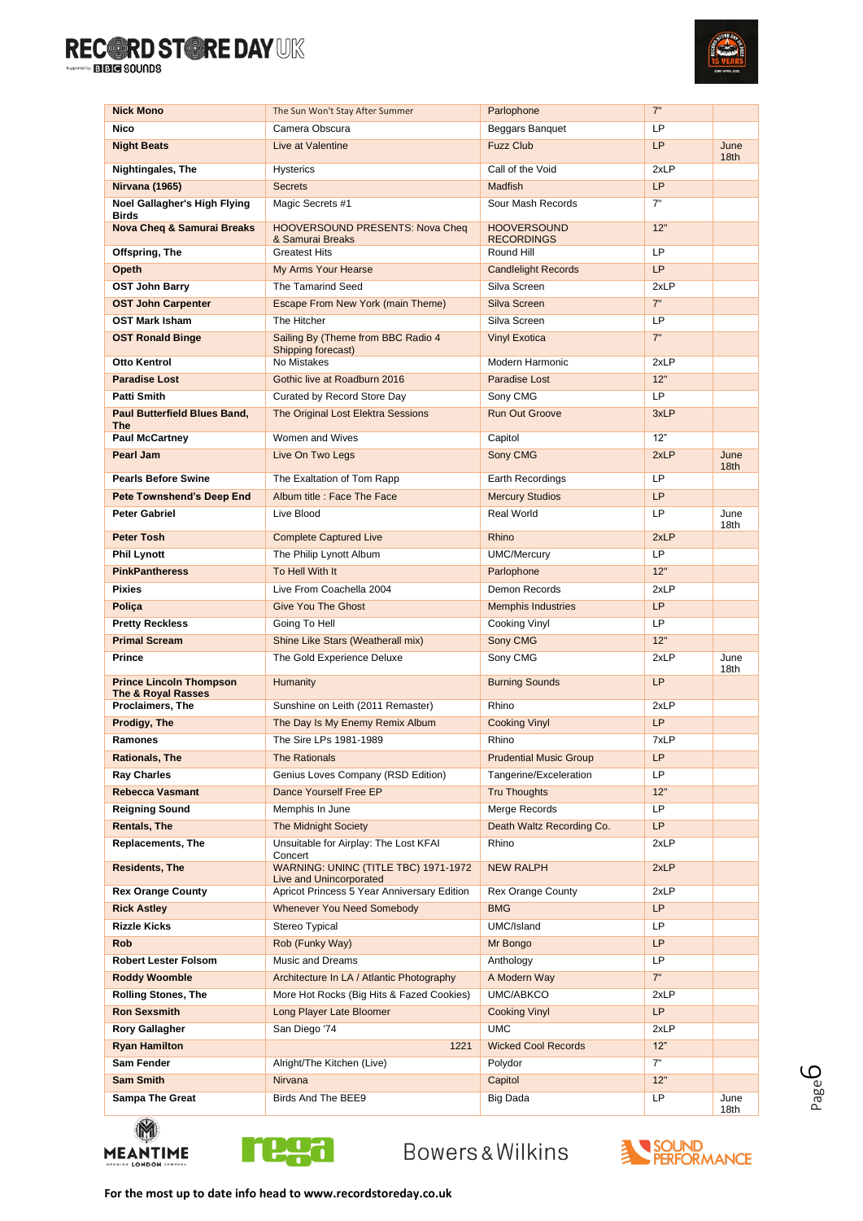| | | | | |
|---|---|---|---|---|
| **Nick Mono** | The Sun Won't Stay After Summer | Parlophone | 7" | |
| **Nico** | Camera Obscura | Beggars Banquet | LP | |
| **Night Beats** | Live at Valentine | Fuzz Club | LP | June 18th |
| **Nightingales, The** | Hysterics | Call of the Void | 2xLP | |
| **Nirvana (1965)** | Secrets | Madfish | LP | |
| **Noel Gallagher's High Flying Birds** | Magic Secrets #1 | Sour Mash Records | 7" | |
| **Nova Cheq & Samurai Breaks** | HOOVERSOUND PRESENTS: Nova Cheq & Samurai Breaks | HOOVERSOUND RECORDINGS | 12" | |
| **Offspring, The** | Greatest Hits | Round Hill | LP | |
| **Opeth** | My Arms Your Hearse | Candlelight Records | LP | |
| **OST John Barry** | The Tamarind Seed | Silva Screen | 2xLP | |
| **OST John Carpenter** | Escape From New York (main Theme) | Silva Screen | 7" | |
| **OST Mark Isham** | The Hitcher | Silva Screen | LP | |
| **OST Ronald Binge** | Sailing By (Theme from BBC Radio 4 Shipping forecast) | Vinyl Exotica | 7" | |
| **Otto Kentrol** | No Mistakes | Modern Harmonic | 2xLP | |
| **Paradise Lost** | Gothic live at Roadburn 2016 | Paradise Lost | 12" | |
| **Patti Smith** | Curated by Record Store Day | Sony CMG | LP | |
| **Paul Butterfield Blues Band, The** | The Original Lost Elektra Sessions | Run Out Groove | 3xLP | |
| **Paul McCartney** | Women and Wives | Capitol | 12" | |
| **Pearl Jam** | Live On Two Legs | Sony CMG | 2xLP | June 18th |
| **Pearls Before Swine** | The Exaltation of Tom Rapp | Earth Recordings | LP | |
| **Pete Townshend's Deep End** | Album title : Face The Face | Mercury Studios | LP | |
| **Peter Gabriel** | Live Blood | Real World | LP | June 18th |
| **Peter Tosh** | Complete Captured Live | Rhino | 2xLP | |
| **Phil Lynott** | The Philip Lynott Album | UMC/Mercury | LP | |
| **PinkPantheress** | To Hell With It | Parlophone | 12" | |
| **Pixies** | Live From Coachella 2004 | Demon Records | 2xLP | |
| **Poliça** | Give You The Ghost | Memphis Industries | LP | |
| **Pretty Reckless** | Going To Hell | Cooking Vinyl | LP | |
| **Primal Scream** | Shine Like Stars (Weatherall mix) | Sony CMG | 12" | |
| **Prince** | The Gold Experience Deluxe | Sony CMG | 2xLP | June 18th |
| **Prince Lincoln Thompson The & Royal Rasses** | Humanity | Burning Sounds | LP | |
| **Proclaimers, The** | Sunshine on Leith (2011 Remaster) | Rhino | 2xLP | |
| **Prodigy, The** | The Day Is My Enemy Remix Album | Cooking Vinyl | LP | |
| **Ramones** | The Sire LPs 1981-1989 | Rhino | 7xLP | |
| **Rationals, The** | The Rationals | Prudential Music Group | LP | |
| **Ray Charles** | Genius Loves Company (RSD Edition) | Tangerine/Exceleration | LP | |
| **Rebecca Vasmant** | Dance Yourself Free EP | Tru Thoughts | 12" | |
| **Reigning Sound** | Memphis In June | Merge Records | LP | |
| **Rentals, The** | The Midnight Society | Death Waltz Recording Co. | LP | |
| **Replacements, The** | Unsuitable for Airplay: The Lost KFAI Concert | Rhino | 2xLP | |
| **Residents, The** | WARNING: UNINC (TITLE TBC) 1971-1972 Live and Unincorporated | NEW RALPH | 2xLP | |
| **Rex Orange County** | Apricot Princess 5 Year Anniversary Edition | Rex Orange County | 2xLP | |
| **Rick Astley** | Whenever You Need Somebody | BMG | LP | |
| **Rizzle Kicks** | Stereo Typical | UMC/Island | LP | |
| **Rob** | Rob (Funky Way) | Mr Bongo | LP | |
| **Robert Lester Folsom** | Music and Dreams | Anthology | LP | |
| **Roddy Woomble** | Architecture In LA / Atlantic Photography | A Modern Way | 7" | |
| **Rolling Stones, The** | More Hot Rocks (Big Hits & Fazed Cookies) | UMC/ABKCO | 2xLP | |
| **Ron Sexsmith** | Long Player Late Bloomer | Cooking Vinyl | LP | |
| **Rory Gallagher** | San Diego '74 | UMC | 2xLP | |
| **Ryan Hamilton** | 1221 | Wicked Cool Records | 12" | |
| **Sam Fender** | Alright/The Kitchen (Live) | Polydor | 7" | |
| **Sam Smith** | Nirvana | Capitol | 12" | |
| **Sampa The Great** | Birds And The BEE9 | Big Dada | LP | June 18th |

**For the most up to date info head to www.recordstoreday.co.uk**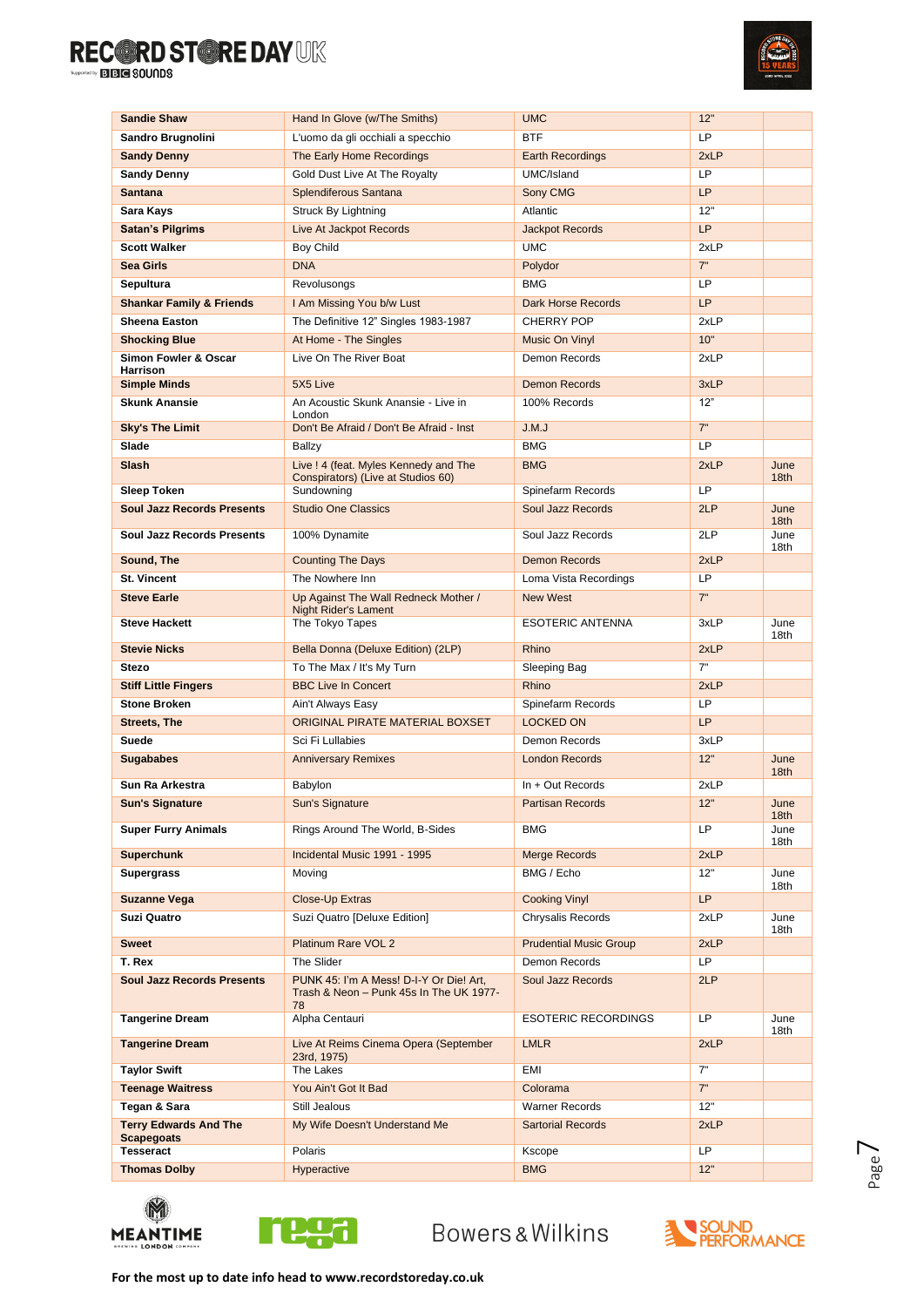| | | | | |
|---|---|---|---|---|
| **Sandie Shaw** | Hand In Glove (w/The Smiths) | UMC | 12" | |
| **Sandro Brugnolini** | L'uomo da gli occhiali a specchio | BTF | LP | |
| **Sandy Denny** | The Early Home Recordings | Earth Recordings | 2xLP | |
| **Sandy Denny** | Gold Dust Live At The Royalty | UMC/Island | LP | |
| **Santana** | Splendiferous Santana | Sony CMG | LP | |
| **Sara Kays** | Struck By Lightning | Atlantic | 12" | |
| **Satan's Pilgrims** | Live At Jackpot Records | Jackpot Records | LP | |
| **Scott Walker** | Boy Child | UMC | 2xLP | |
| **Sea Girls** | DNA | Polydor | 7" | |
| **Sepultura** | Revolusongs | BMG | LP | |
| **Shankar Family & Friends** | I Am Missing You b/w Lust | Dark Horse Records | LP | |
| **Sheena Easton** | The Definitive 12" Singles 1983-1987 | CHERRY POP | 2xLP | |
| **Shocking Blue** | At Home - The Singles | Music On Vinyl | 10" | |
| **Simon Fowler & Oscar Harrison** | Live On The River Boat | Demon Records | 2xLP | |
| **Simple Minds** | 5X5 Live | Demon Records | 3xLP | |
| **Skunk Anansie** | An Acoustic Skunk Anansie - Live in London | 100% Records | 12" | |
| **Sky's The Limit** | Don't Be Afraid / Don't Be Afraid - Inst | J.M.J | 7" | |
| **Slade** | Ballzy | BMG | LP | |
| **Slash** | Live ! 4 (feat. Myles Kennedy and The Conspirators) (Live at Studios 60) | BMG | 2xLP | June 18th |
| **Sleep Token** | Sundowning | Spinefarm Records | LP | |
| **Soul Jazz Records Presents** | Studio One Classics | Soul Jazz Records | 2LP | June 18th |
| **Soul Jazz Records Presents** | 100% Dynamite | Soul Jazz Records | 2LP | June 18th |
| **Sound, The** | Counting The Days | Demon Records | 2xLP | |
| **St. Vincent** | The Nowhere Inn | Loma Vista Recordings | LP | |
| **Steve Earle** | Up Against The Wall Redneck Mother / Night Rider's Lament | New West | 7" | |
| **Steve Hackett** | The Tokyo Tapes | ESOTERIC ANTENNA | 3xLP | June 18th |
| **Stevie Nicks** | Bella Donna (Deluxe Edition) (2LP) | Rhino | 2xLP | |
| **Stezo** | To The Max / It's My Turn | Sleeping Bag | 7" | |
| **Stiff Little Fingers** | BBC Live In Concert | Rhino | 2xLP | |
| **Stone Broken** | Ain't Always Easy | Spinefarm Records | LP | |
| **Streets, The** | ORIGINAL PIRATE MATERIAL BOXSET | LOCKED ON | LP | |
| **Suede** | Sci Fi Lullabies | Demon Records | 3xLP | |
| **Sugababes** | Anniversary Remixes | London Records | 12" | June 18th |
| **Sun Ra Arkestra** | Babylon | In + Out Records | 2xLP | |
| **Sun's Signature** | Sun's Signature | Partisan Records | 12" | June 18th |
| **Super Furry Animals** | Rings Around The World, B-Sides | BMG | LP | June 18th |
| **Superchunk** | Incidental Music 1991 - 1995 | Merge Records | 2xLP | |
| **Supergrass** | Moving | BMG / Echo | 12" | June 18th |
| **Suzanne Vega** | Close-Up Extras | Cooking Vinyl | LP | |
| **Suzi Quatro** | Suzi Quatro [Deluxe Edition] | Chrysalis Records | 2xLP | June 18th |
| **Sweet** | Platinum Rare VOL 2 | Prudential Music Group | 2xLP | |
| **T. Rex** | The Slider | Demon Records | LP | |
| **Soul Jazz Records Presents** | PUNK 45: I'm A Mess! D-I-Y Or Die! Art, Trash & Neon – Punk 45s In The UK 1977-78 | Soul Jazz Records | 2LP | |
| **Tangerine Dream** | Alpha Centauri | ESOTERIC RECORDINGS | LP | June 18th |
| **Tangerine Dream** | Live At Reims Cinema Opera (September 23rd, 1975) | LMLR | 2xLP | |
| **Taylor Swift** | The Lakes | EMI | 7" | |
| **Teenage Waitress** | You Ain't Got It Bad | Colorama | 7" | |
| **Tegan & Sara** | Still Jealous | Warner Records | 12" | |
| **Terry Edwards And The Scapegoats** | My Wife Doesn't Understand Me | Sartorial Records | 2xLP | |
| **Tesseract** | Polaris | Kscope | LP | |
| **Thomas Dolby** | Hyperactive | BMG | 12" | |

**For the most up to date info head to www.recordstoreday.co.uk**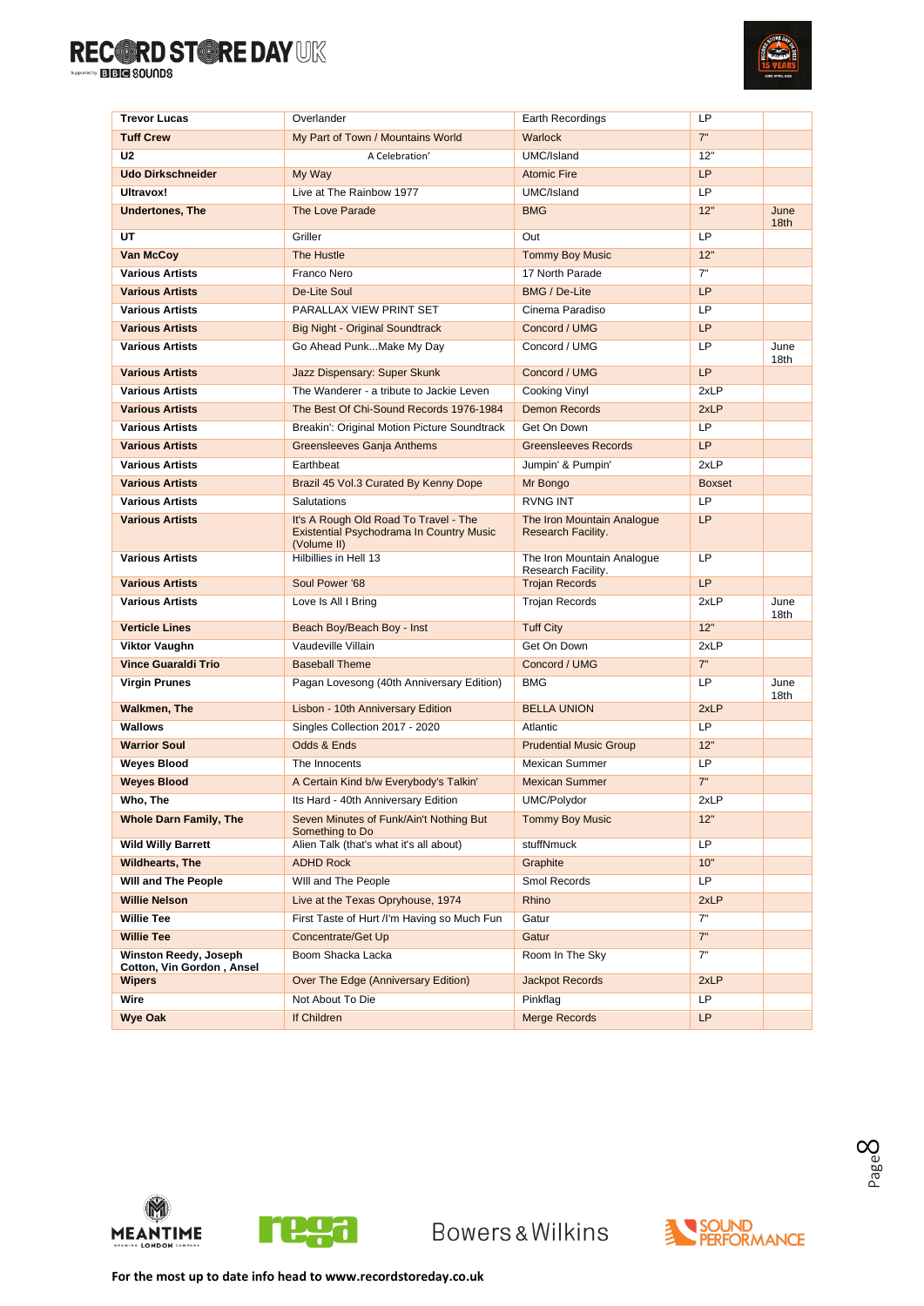| | | | | |
|---|---|---|---|---|
| **Trevor Lucas** | Overlander | Earth Recordings | LP | |
| **Tuff Crew** | My Part of Town / Mountains World | Warlock | 7" | |
| **U2** | A Celebration' | UMC/Island | 12" | |
| **Udo Dirkschneider** | My Way | Atomic Fire | LP | |
| **Ultravox!** | Live at The Rainbow 1977 | UMC/Island | LP | |
| **Undertones, The** | The Love Parade | BMG | 12" | June 18th |
| **UT** | Griller | Out | LP | |
| **Van McCoy** | The Hustle | Tommy Boy Music | 12" | |
| **Various Artists** | Franco Nero | 17 North Parade | 7" | |
| **Various Artists** | De-Lite Soul | BMG / De-Lite | LP | |
| **Various Artists** | PARALLAX VIEW PRINT SET | Cinema Paradiso | LP | |
| **Various Artists** | Big Night - Original Soundtrack | Concord / UMG | LP | |
| **Various Artists** | Go Ahead Punk...Make My Day | Concord / UMG | LP | June 18th |
| **Various Artists** | Jazz Dispensary: Super Skunk | Concord / UMG | LP | |
| **Various Artists** | The Wanderer - a tribute to Jackie Leven | Cooking Vinyl | 2xLP | |
| **Various Artists** | The Best Of Chi-Sound Records 1976-1984 | Demon Records | 2xLP | |
| **Various Artists** | Breakin': Original Motion Picture Soundtrack | Get On Down | LP | |
| **Various Artists** | Greensleeves Ganja Anthems | Greensleeves Records | LP | |
| **Various Artists** | Earthbeat | Jumpin' & Pumpin' | 2xLP | |
| **Various Artists** | Brazil 45 Vol.3 Curated By Kenny Dope | Mr Bongo | Boxset | |
| **Various Artists** | Salutations | RVNG INT | LP | |
| **Various Artists** | It's A Rough Old Road To Travel - The Existential Psychodrama In Country Music (Volume II) | The Iron Mountain Analogue Research Facility. | LP | |
| **Various Artists** | Hilbillies in Hell 13 | The Iron Mountain Analogue Research Facility. | LP | |
| **Various Artists** | Soul Power '68 | Trojan Records | LP | |
| **Various Artists** | Love Is All I Bring | Trojan Records | 2xLP | June 18th |
| **Verticle Lines** | Beach Boy/Beach Boy - Inst | Tuff City | 12" | |
| **Viktor Vaughn** | Vaudeville Villain | Get On Down | 2xLP | |
| **Vince Guaraldi Trio** | Baseball Theme | Concord / UMG | 7" | |
| **Virgin Prunes** | Pagan Lovesong (40th Anniversary Edition) | BMG | LP | June 18th |
| **Walkmen, The** | Lisbon - 10th Anniversary Edition | BELLA UNION | 2xLP | |
| **Wallows** | Singles Collection 2017 - 2020 | Atlantic | LP | |
| **Warrior Soul** | Odds & Ends | Prudential Music Group | 12" | |
| **Weyes Blood** | The Innocents | Mexican Summer | LP | |
| **Weyes Blood** | A Certain Kind b/w Everybody's Talkin' | Mexican Summer | 7" | |
| **Who, The** | Its Hard - 40th Anniversary Edition | UMC/Polydor | 2xLP | |
| **Whole Darn Family, The** | Seven Minutes of Funk/Ain't Nothing But Something to Do | Tommy Boy Music | 12" | |
| **Wild Willy Barrett** | Alien Talk (that's what it's all about) | stuffNmuck | LP | |
| **Wildhearts, The** | ADHD Rock | Graphite | 10" | |
| **Will and The People** | Will and The People | Smol Records | LP | |
| **Willie Nelson** | Live at the Texas Opryhouse, 1974 | Rhino | 2xLP | |
| **Willie Tee** | First Taste of Hurt /I'm Having so Much Fun | Gatur | 7" | |
| **Willie Tee** | Concentrate/Get Up | Gatur | 7" | |
| **Winston Reedy, Joseph Cotton, Vin Gordon , Ansel** | Boom Shacka Lacka | Room In The Sky | 7" | |
| **Wipers** | Over The Edge (Anniversary Edition) | Jackpot Records | 2xLP | |
| **Wire** | Not About To Die | Pinkflag | LP | |
| **Wye Oak** | If Children | Merge Records | LP | |

For the most up to date info head to www.recordstoreday.co.uk